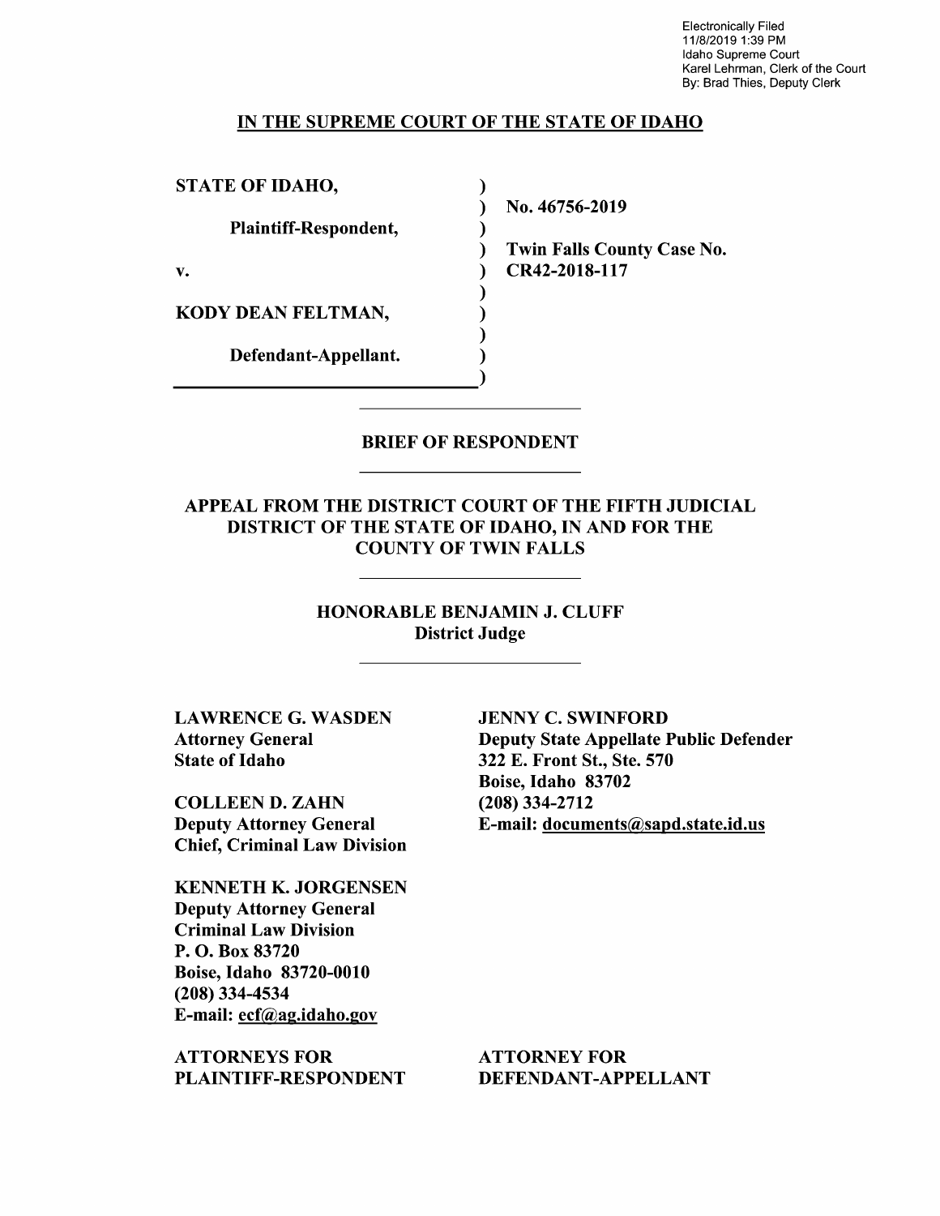Electronically Filed
11/8/2019 1:39 PM
Idaho Supreme Court
Karel Lehrman, Clerk of the Court
By: Brad Thies, Deputy Clerk

**IN THE SUPREME COURT OF THE STATE OF IDAHO**

| | |
|---|---|
| **STATE OF IDAHO,** | |
| | **No. 46756-2019** |
| **Plaintiff-Respondent,** | |
| | **Twin Falls County Case No.** |
| **v.** | **CR42-2018-117** |
| **KODY DEAN FELTMAN,** | |
| **Defendant-Appellant.** | |

## BRIEF OF RESPONDENT

**APPEAL FROM THE DISTRICT COURT OF THE FIFTH JUDICIAL DISTRICT OF THE STATE OF IDAHO, IN AND FOR THE COUNTY OF TWIN FALLS**

**HONORABLE BENJAMIN J. CLUFF**
**District Judge**

**LAWRENCE G. WASDEN**
**Attorney General**
**State of Idaho**

**COLLEEN D. ZAHN**
**Deputy Attorney General**
**Chief, Criminal Law Division**

**KENNETH K. JORGENSEN**
**Deputy Attorney General**
**Criminal Law Division**
**P. O. Box 83720**
**Boise, Idaho 83720-0010**
**(208) 334-4534**
**E-mail: ecf@ag.idaho.gov**

**ATTORNEYS FOR PLAINTIFF-RESPONDENT**

**JENNY C. SWINFORD**
**Deputy State Appellate Public Defender**
**322 E. Front St., Ste. 570**
**Boise, Idaho 83702**
**(208) 334-2712**
**E-mail: documents@sapd.state.id.us**

**ATTORNEY FOR DEFENDANT-APPELLANT**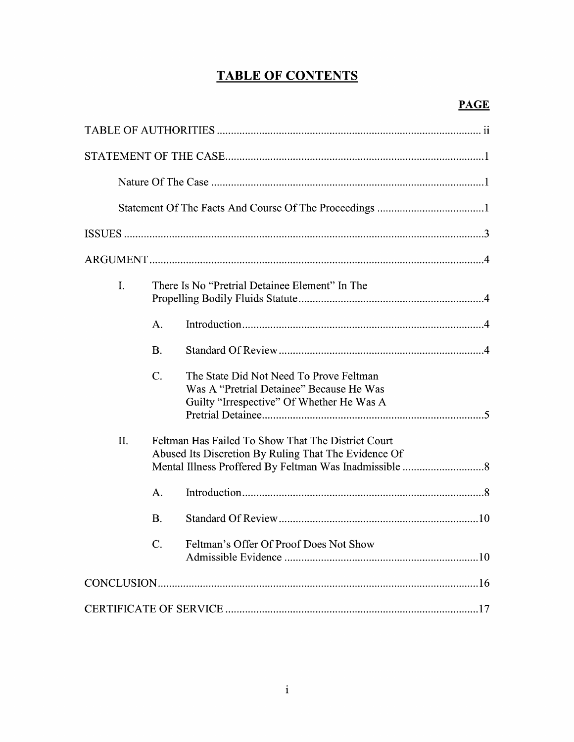# TABLE OF CONTENTS

| | PAGE |
|---|---|
| TABLE OF AUTHORITIES | ii |
| STATEMENT OF THE CASE | 1 |
| Nature Of The Case | 1 |
| Statement Of The Facts And Course Of The Proceedings | 1 |
| ISSUES | 3 |
| ARGUMENT | 4 |
| I. There Is No "Pretrial Detainee Element" In The Propelling Bodily Fluids Statute | 4 |
| A. Introduction | 4 |
| B. Standard Of Review | 4 |
| C. The State Did Not Need To Prove Feltman Was A "Pretrial Detainee" Because He Was Guilty "Irrespective" Of Whether He Was A Pretrial Detainee | 5 |
| II. Feltman Has Failed To Show That The District Court Abused Its Discretion By Ruling That The Evidence Of Mental Illness Proffered By Feltman Was Inadmissible | 8 |
| A. Introduction | 8 |
| B. Standard Of Review | 10 |
| C. Feltman's Offer Of Proof Does Not Show Admissible Evidence | 10 |
| CONCLUSION | 16 |
| CERTIFICATE OF SERVICE | 17 |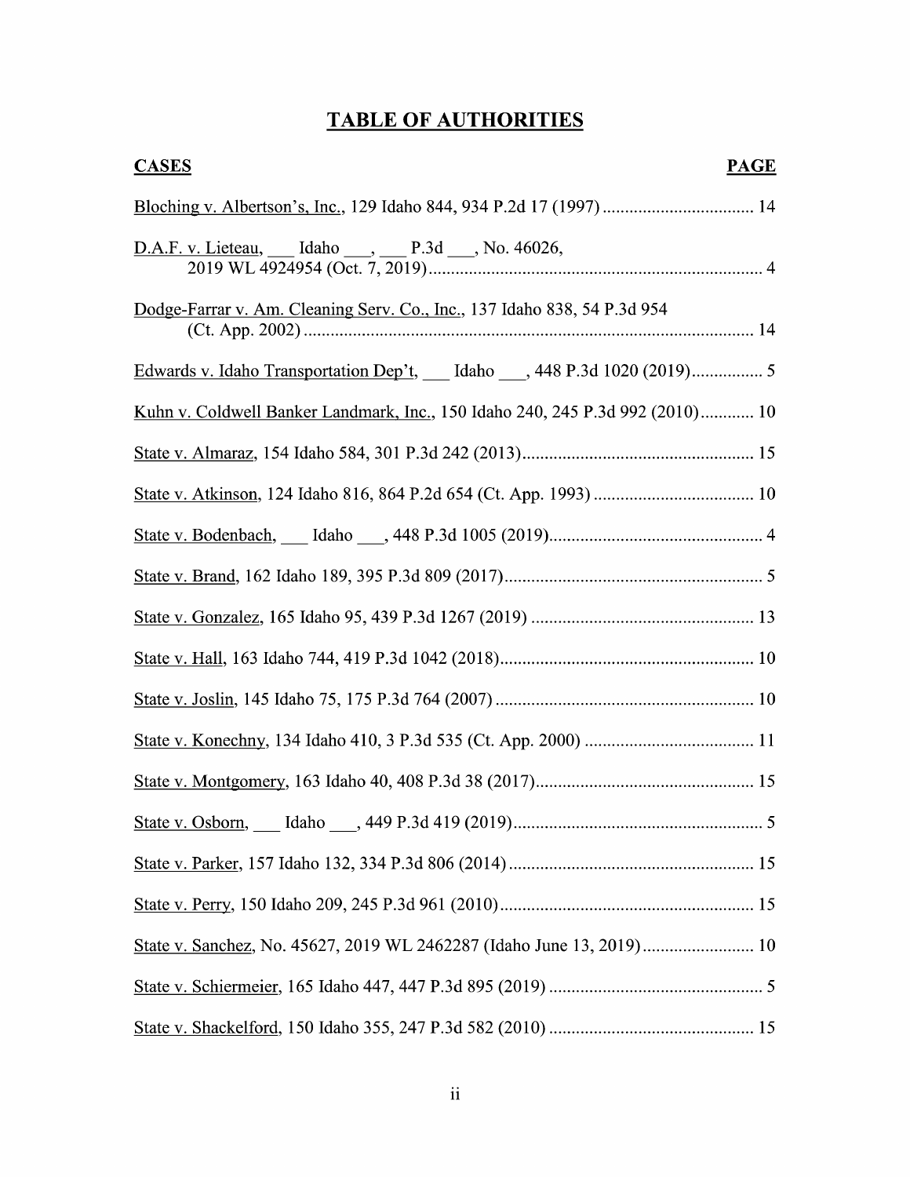# TABLE OF AUTHORITIES

| CASES | PAGE |
|---|---|
| Bloching v. Albertson's, Inc., 129 Idaho 844, 934 P.2d 17 (1997) | 14 |
| D.A.F. v. Lieteau, ___ Idaho ___, ___ P.3d ___, No. 46026, 2019 WL 4924954 (Oct. 7, 2019) | 4 |
| Dodge-Farrar v. Am. Cleaning Serv. Co., Inc., 137 Idaho 838, 54 P.3d 954 (Ct. App. 2002) | 14 |
| Edwards v. Idaho Transportation Dep't, ___ Idaho ___, 448 P.3d 1020 (2019) | 5 |
| Kuhn v. Coldwell Banker Landmark, Inc., 150 Idaho 240, 245 P.3d 992 (2010) | 10 |
| State v. Almaraz, 154 Idaho 584, 301 P.3d 242 (2013) | 15 |
| State v. Atkinson, 124 Idaho 816, 864 P.2d 654 (Ct. App. 1993) | 10 |
| State v. Bodenbach, ___ Idaho ___, 448 P.3d 1005 (2019) | 4 |
| State v. Brand, 162 Idaho 189, 395 P.3d 809 (2017) | 5 |
| State v. Gonzalez, 165 Idaho 95, 439 P.3d 1267 (2019) | 13 |
| State v. Hall, 163 Idaho 744, 419 P.3d 1042 (2018) | 10 |
| State v. Joslin, 145 Idaho 75, 175 P.3d 764 (2007) | 10 |
| State v. Konechny, 134 Idaho 410, 3 P.3d 535 (Ct. App. 2000) | 11 |
| State v. Montgomery, 163 Idaho 40, 408 P.3d 38 (2017) | 15 |
| State v. Osborn, ___ Idaho ___, 449 P.3d 419 (2019) | 5 |
| State v. Parker, 157 Idaho 132, 334 P.3d 806 (2014) | 15 |
| State v. Perry, 150 Idaho 209, 245 P.3d 961 (2010) | 15 |
| State v. Sanchez, No. 45627, 2019 WL 2462287 (Idaho June 13, 2019) | 10 |
| State v. Schiermeier, 165 Idaho 447, 447 P.3d 895 (2019) | 5 |
| State v. Shackelford, 150 Idaho 355, 247 P.3d 582 (2010) | 15 |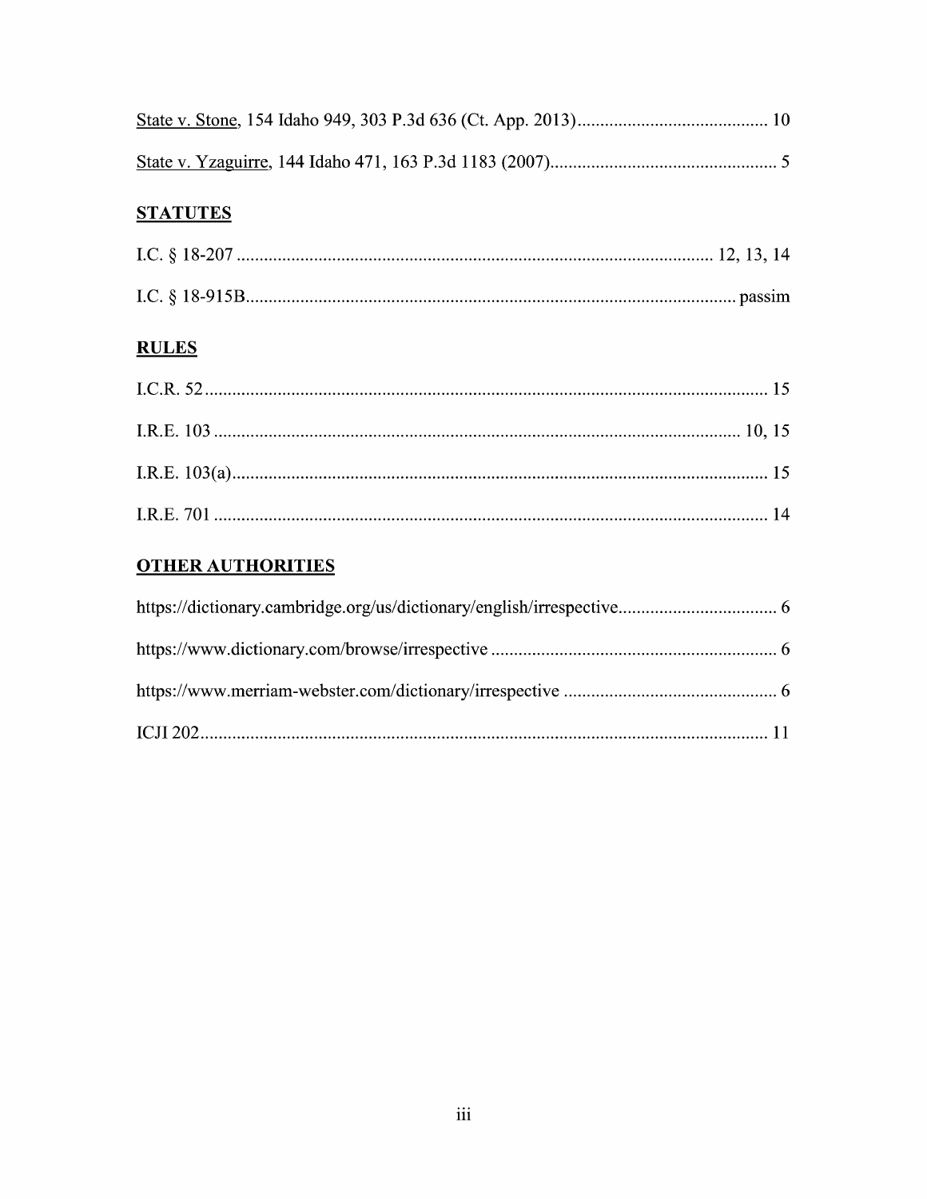<u>State v. Stone</u>, 154 Idaho 949, 303 P.3d 636 (Ct. App. 2013)............................................ 10

<u>State v. Yzaguirre</u>, 144 Idaho 471, 163 P.3d 1183 (2007).................................................. 5

## <u>STATUTES</u>

I.C. § 18-207 ........................................................................................................ 12, 13, 14

I.C. § 18-915B........................................................................................................... passim

## <u>RULES</u>

I.C.R. 52 ........................................................................................................................... 15

I.R.E. 103 .................................................................................................................... 10, 15

I.R.E. 103(a)...................................................................................................................... 15

I.R.E. 701 .......................................................................................................................... 14

## <u>OTHER AUTHORITIES</u>

https://dictionary.cambridge.org/us/dictionary/english/irrespective.................................... 6

https://www.dictionary.com/browse/irrespective ............................................................... 6

https://www.merriam-webster.com/dictionary/irrespective ............................................... 6

ICJI 202............................................................................................................................. 11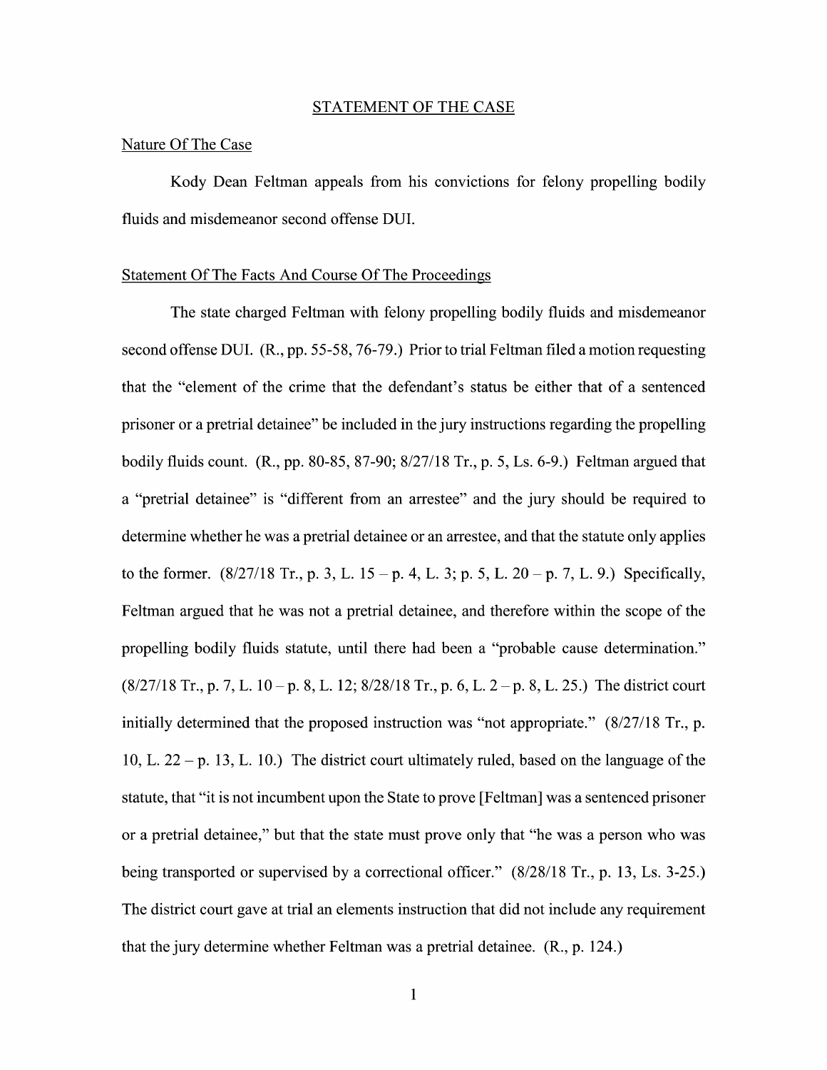## STATEMENT OF THE CASE

### Nature Of The Case

Kody Dean Feltman appeals from his convictions for felony propelling bodily fluids and misdemeanor second offense DUI.

### Statement Of The Facts And Course Of The Proceedings

The state charged Feltman with felony propelling bodily fluids and misdemeanor second offense DUI. (R., pp. 55-58, 76-79.) Prior to trial Feltman filed a motion requesting that the "element of the crime that the defendant's status be either that of a sentenced prisoner or a pretrial detainee" be included in the jury instructions regarding the propelling bodily fluids count. (R., pp. 80-85, 87-90; 8/27/18 Tr., p. 5, Ls. 6-9.) Feltman argued that a "pretrial detainee" is "different from an arrestee" and the jury should be required to determine whether he was a pretrial detainee or an arrestee, and that the statute only applies to the former. (8/27/18 Tr., p. 3, L. 15 – p. 4, L. 3; p. 5, L. 20 – p. 7, L. 9.) Specifically, Feltman argued that he was not a pretrial detainee, and therefore within the scope of the propelling bodily fluids statute, until there had been a "probable cause determination." (8/27/18 Tr., p. 7, L. 10 – p. 8, L. 12; 8/28/18 Tr., p. 6, L. 2 – p. 8, L. 25.) The district court initially determined that the proposed instruction was "not appropriate." (8/27/18 Tr., p. 10, L. 22 – p. 13, L. 10.) The district court ultimately ruled, based on the language of the statute, that "it is not incumbent upon the State to prove [Feltman] was a sentenced prisoner or a pretrial detainee," but that the state must prove only that "he was a person who was being transported or supervised by a correctional officer." (8/28/18 Tr., p. 13, Ls. 3-25.) The district court gave at trial an elements instruction that did not include any requirement that the jury determine whether Feltman was a pretrial detainee. (R., p. 124.)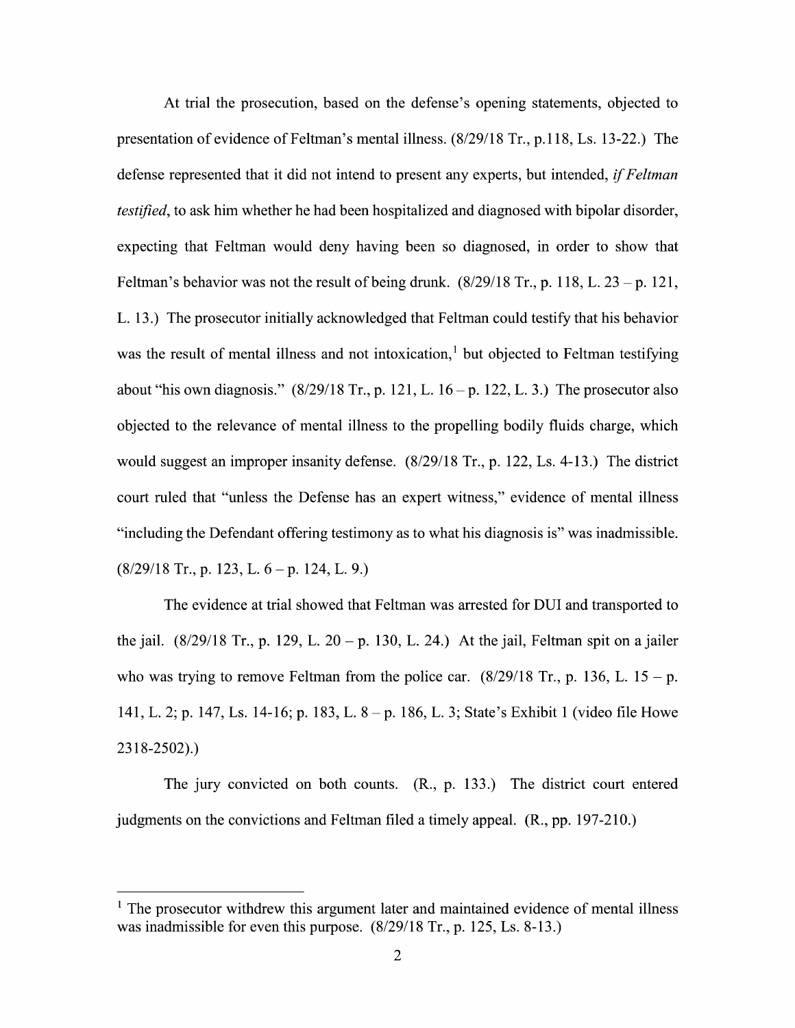At trial the prosecution, based on the defense's opening statements, objected to presentation of evidence of Feltman's mental illness. (8/29/18 Tr., p.118, Ls. 13-22.) The defense represented that it did not intend to present any experts, but intended, *if Feltman testified*, to ask him whether he had been hospitalized and diagnosed with bipolar disorder, expecting that Feltman would deny having been so diagnosed, in order to show that Feltman's behavior was not the result of being drunk. (8/29/18 Tr., p. 118, L. 23 – p. 121, L. 13.) The prosecutor initially acknowledged that Feltman could testify that his behavior was the result of mental illness and not intoxication,[1] but objected to Feltman testifying about "his own diagnosis." (8/29/18 Tr., p. 121, L. 16 – p. 122, L. 3.) The prosecutor also objected to the relevance of mental illness to the propelling bodily fluids charge, which would suggest an improper insanity defense. (8/29/18 Tr., p. 122, Ls. 4-13.) The district court ruled that "unless the Defense has an expert witness," evidence of mental illness "including the Defendant offering testimony as to what his diagnosis is" was inadmissible. (8/29/18 Tr., p. 123, L. 6 – p. 124, L. 9.)

The evidence at trial showed that Feltman was arrested for DUI and transported to the jail. (8/29/18 Tr., p. 129, L. 20 – p. 130, L. 24.) At the jail, Feltman spit on a jailer who was trying to remove Feltman from the police car. (8/29/18 Tr., p. 136, L. 15 – p. 141, L. 2; p. 147, Ls. 14-16; p. 183, L. 8 – p. 186, L. 3; State's Exhibit 1 (video file Howe 2318-2502).)

The jury convicted on both counts. (R., p. 133.) The district court entered judgments on the convictions and Feltman filed a timely appeal. (R., pp. 197-210.)

---

[1] The prosecutor withdrew this argument later and maintained evidence of mental illness was inadmissible for even this purpose. (8/29/18 Tr., p. 125, Ls. 8-13.)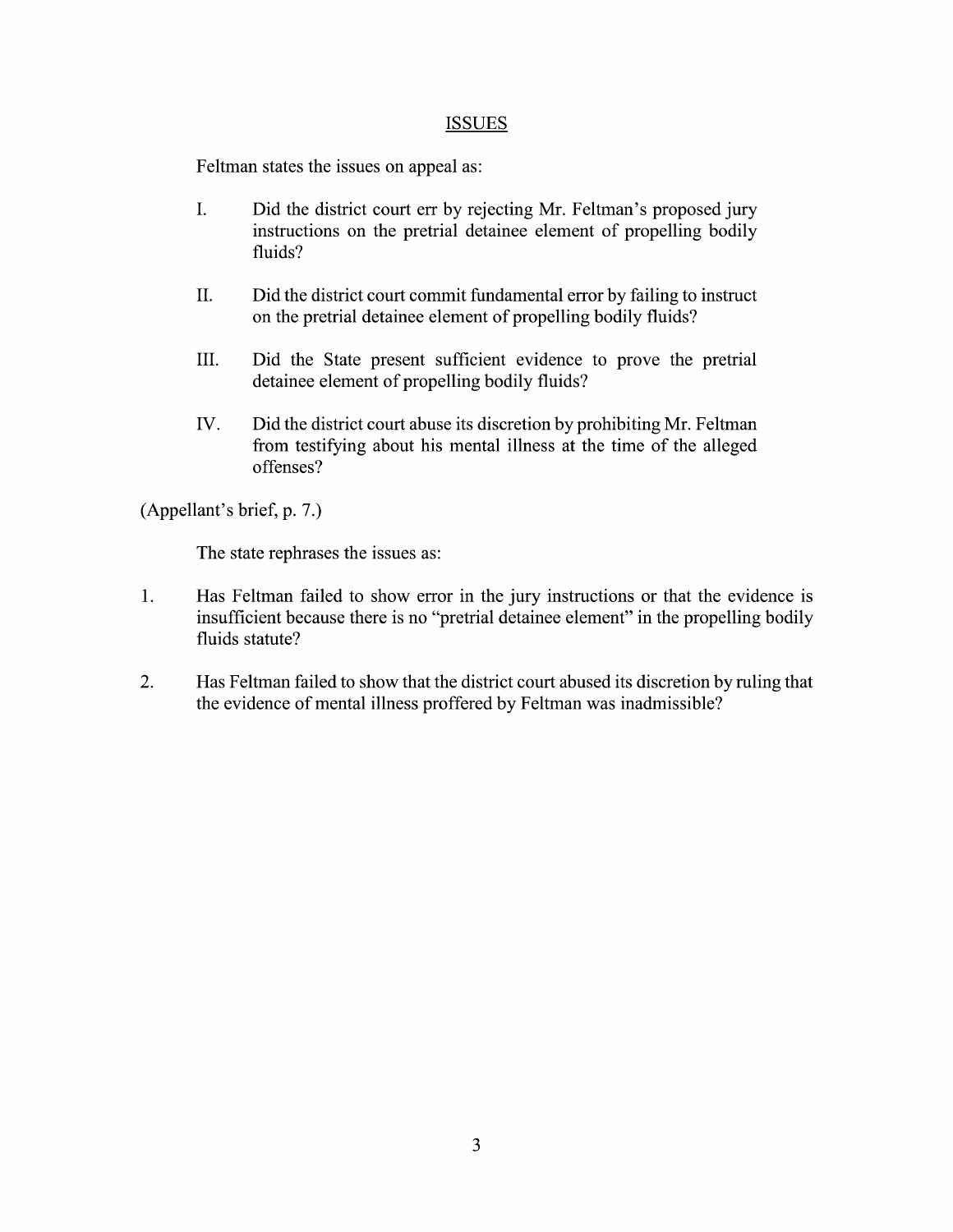## ISSUES

Feltman states the issues on appeal as:

I. Did the district court err by rejecting Mr. Feltman's proposed jury instructions on the pretrial detainee element of propelling bodily fluids?

II. Did the district court commit fundamental error by failing to instruct on the pretrial detainee element of propelling bodily fluids?

III. Did the State present sufficient evidence to prove the pretrial detainee element of propelling bodily fluids?

IV. Did the district court abuse its discretion by prohibiting Mr. Feltman from testifying about his mental illness at the time of the alleged offenses?

(Appellant's brief, p. 7.)

The state rephrases the issues as:

1. Has Feltman failed to show error in the jury instructions or that the evidence is insufficient because there is no "pretrial detainee element" in the propelling bodily fluids statute?

2. Has Feltman failed to show that the district court abused its discretion by ruling that the evidence of mental illness proffered by Feltman was inadmissible?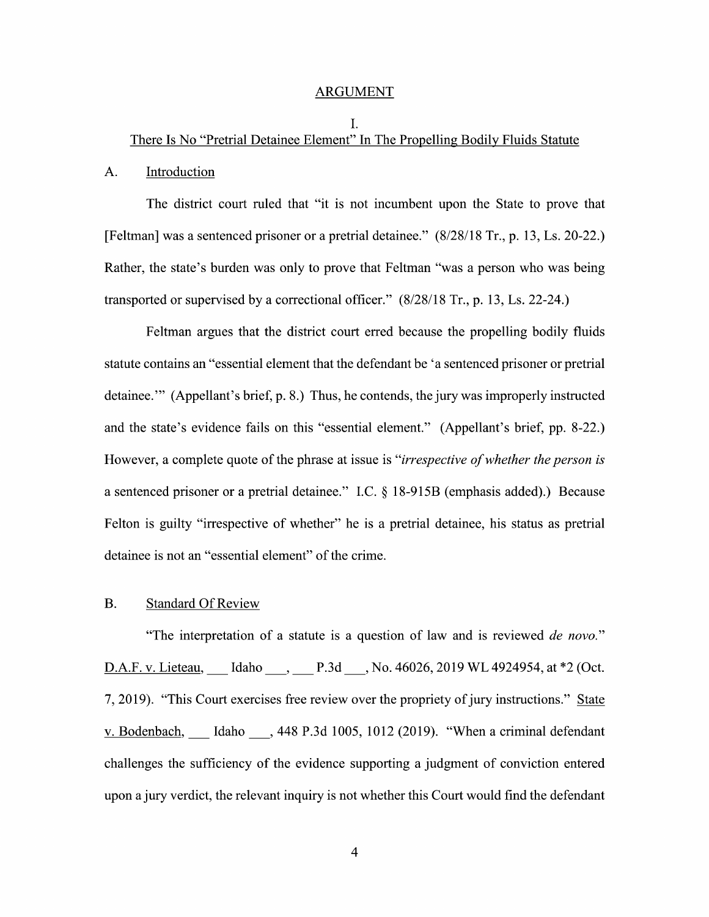## ARGUMENT

### I.
### There Is No "Pretrial Detainee Element" In The Propelling Bodily Fluids Statute

### A. Introduction

The district court ruled that "it is not incumbent upon the State to prove that [Feltman] was a sentenced prisoner or a pretrial detainee." (8/28/18 Tr., p. 13, Ls. 20-22.) Rather, the state's burden was only to prove that Feltman "was a person who was being transported or supervised by a correctional officer." (8/28/18 Tr., p. 13, Ls. 22-24.)

Feltman argues that the district court erred because the propelling bodily fluids statute contains an "essential element that the defendant be 'a sentenced prisoner or pretrial detainee.'" (Appellant's brief, p. 8.) Thus, he contends, the jury was improperly instructed and the state's evidence fails on this "essential element." (Appellant's brief, pp. 8-22.) However, a complete quote of the phrase at issue is "*irrespective of whether the person is* a sentenced prisoner or a pretrial detainee." I.C. § 18-915B (emphasis added).) Because Felton is guilty "irrespective of whether" he is a pretrial detainee, his status as pretrial detainee is not an "essential element" of the crime.

### B. Standard Of Review

"The interpretation of a statute is a question of law and is reviewed *de novo*." D.A.F. v. Lieteau, ___ Idaho ___, ___ P.3d ___, No. 46026, 2019 WL 4924954, at *2 (Oct. 7, 2019). "This Court exercises free review over the propriety of jury instructions." State v. Bodenbach, ___ Idaho ___, 448 P.3d 1005, 1012 (2019). "When a criminal defendant challenges the sufficiency of the evidence supporting a judgment of conviction entered upon a jury verdict, the relevant inquiry is not whether this Court would find the defendant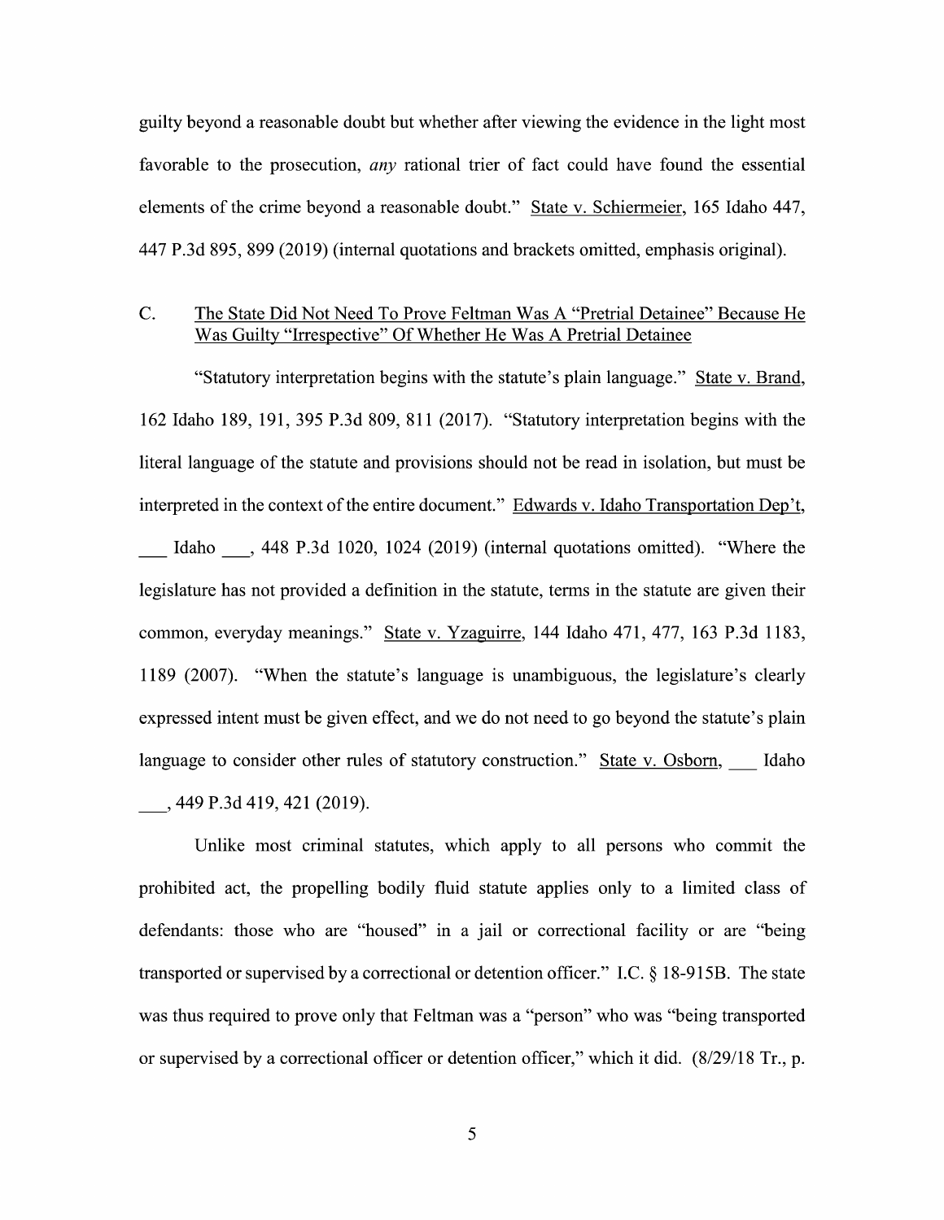guilty beyond a reasonable doubt but whether after viewing the evidence in the light most favorable to the prosecution, *any* rational trier of fact could have found the essential elements of the crime beyond a reasonable doubt." State v. Schiermeier, 165 Idaho 447, 447 P.3d 895, 899 (2019) (internal quotations and brackets omitted, emphasis original).

## C. The State Did Not Need To Prove Feltman Was A "Pretrial Detainee" Because He Was Guilty "Irrespective" Of Whether He Was A Pretrial Detainee

"Statutory interpretation begins with the statute's plain language." State v. Brand, 162 Idaho 189, 191, 395 P.3d 809, 811 (2017). "Statutory interpretation begins with the literal language of the statute and provisions should not be read in isolation, but must be interpreted in the context of the entire document." Edwards v. Idaho Transportation Dep't, ___ Idaho ___, 448 P.3d 1020, 1024 (2019) (internal quotations omitted). "Where the legislature has not provided a definition in the statute, terms in the statute are given their common, everyday meanings." State v. Yzaguirre, 144 Idaho 471, 477, 163 P.3d 1183, 1189 (2007). "When the statute's language is unambiguous, the legislature's clearly expressed intent must be given effect, and we do not need to go beyond the statute's plain language to consider other rules of statutory construction." State v. Osborn, ___ Idaho ___, 449 P.3d 419, 421 (2019).

Unlike most criminal statutes, which apply to all persons who commit the prohibited act, the propelling bodily fluid statute applies only to a limited class of defendants: those who are "housed" in a jail or correctional facility or are "being transported or supervised by a correctional or detention officer." I.C. § 18-915B. The state was thus required to prove only that Feltman was a "person" who was "being transported or supervised by a correctional officer or detention officer," which it did. (8/29/18 Tr., p.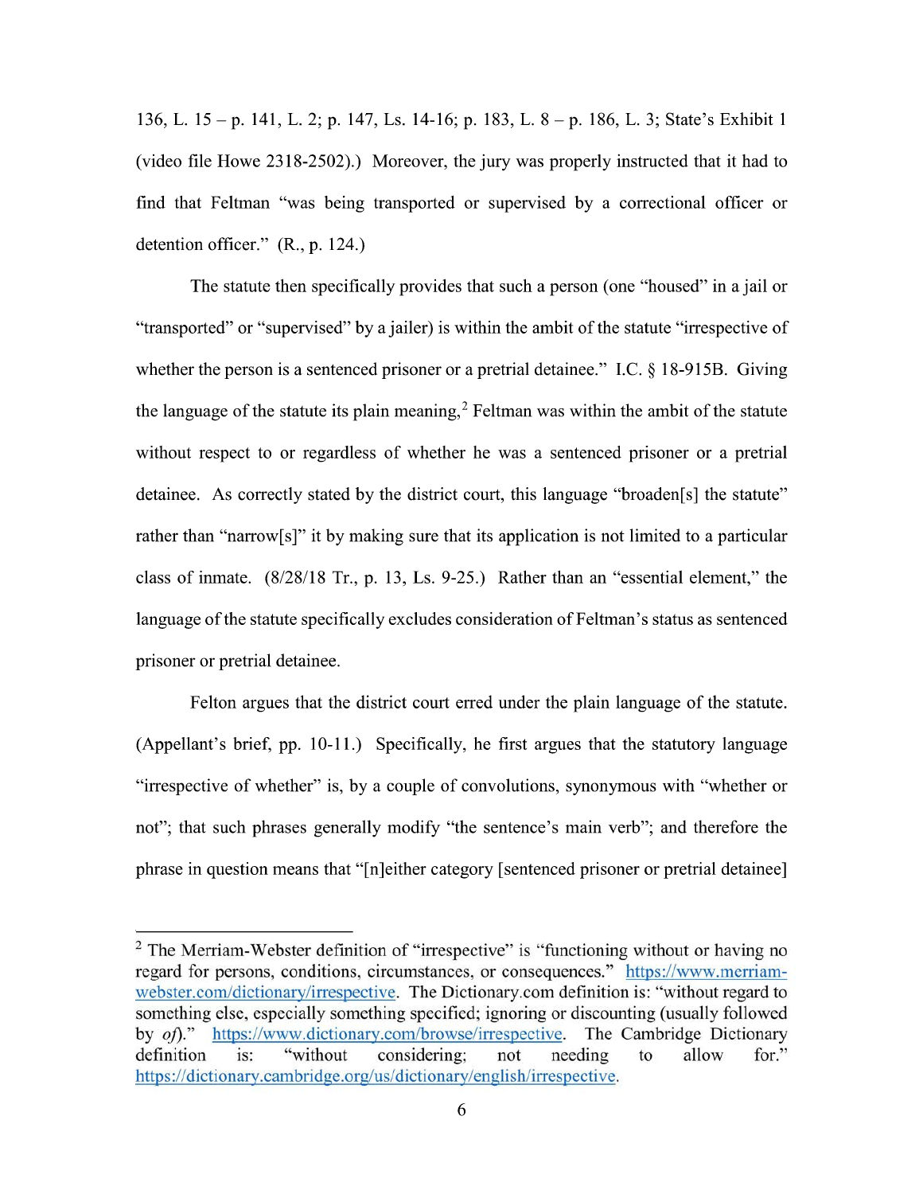136, L. 15 – p. 141, L. 2; p. 147, Ls. 14-16; p. 183, L. 8 – p. 186, L. 3; State's Exhibit 1 (video file Howe 2318-2502).) Moreover, the jury was properly instructed that it had to find that Feltman "was being transported or supervised by a correctional officer or detention officer." (R., p. 124.)

The statute then specifically provides that such a person (one "housed" in a jail or "transported" or "supervised" by a jailer) is within the ambit of the statute "irrespective of whether the person is a sentenced prisoner or a pretrial detainee." I.C. § 18-915B. Giving the language of the statute its plain meaning,[2] Feltman was within the ambit of the statute without respect to or regardless of whether he was a sentenced prisoner or a pretrial detainee. As correctly stated by the district court, this language "broaden[s] the statute" rather than "narrow[s]" it by making sure that its application is not limited to a particular class of inmate. (8/28/18 Tr., p. 13, Ls. 9-25.) Rather than an "essential element," the language of the statute specifically excludes consideration of Feltman's status as sentenced prisoner or pretrial detainee.

Felton argues that the district court erred under the plain language of the statute. (Appellant's brief, pp. 10-11.) Specifically, he first argues that the statutory language "irrespective of whether" is, by a couple of convolutions, synonymous with "whether or not"; that such phrases generally modify "the sentence's main verb"; and therefore the phrase in question means that "[n]either category [sentenced prisoner or pretrial detainee]

---

[2] The Merriam-Webster definition of "irrespective" is "functioning without or having no regard for persons, conditions, circumstances, or consequences." https://www.merriam-webster.com/dictionary/irrespective. The Dictionary.com definition is: "without regard to something else, especially something specified; ignoring or discounting (usually followed by *of*)." https://www.dictionary.com/browse/irrespective. The Cambridge Dictionary definition is: "without considering; not needing to allow for." https://dictionary.cambridge.org/us/dictionary/english/irrespective.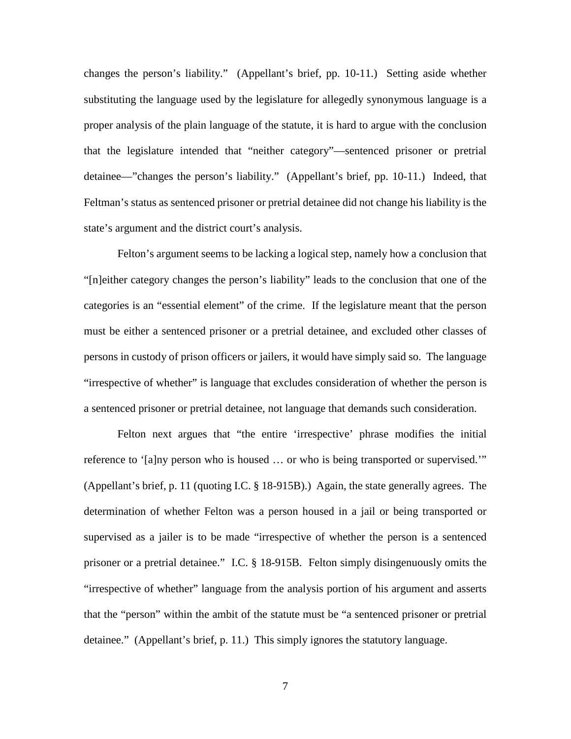changes the person's liability." (Appellant's brief, pp. 10-11.) Setting aside whether substituting the language used by the legislature for allegedly synonymous language is a proper analysis of the plain language of the statute, it is hard to argue with the conclusion that the legislature intended that "neither category"—sentenced prisoner or pretrial detainee—"changes the person's liability." (Appellant's brief, pp. 10-11.) Indeed, that Feltman's status as sentenced prisoner or pretrial detainee did not change his liability is the state's argument and the district court's analysis.

Felton's argument seems to be lacking a logical step, namely how a conclusion that "[n]either category changes the person's liability" leads to the conclusion that one of the categories is an "essential element" of the crime. If the legislature meant that the person must be either a sentenced prisoner or a pretrial detainee, and excluded other classes of persons in custody of prison officers or jailers, it would have simply said so. The language "irrespective of whether" is language that excludes consideration of whether the person is a sentenced prisoner or pretrial detainee, not language that demands such consideration.

Felton next argues that "the entire 'irrespective' phrase modifies the initial reference to '[a]ny person who is housed … or who is being transported or supervised.'" (Appellant's brief, p. 11 (quoting I.C. § 18-915B).) Again, the state generally agrees. The determination of whether Felton was a person housed in a jail or being transported or supervised as a jailer is to be made "irrespective of whether the person is a sentenced prisoner or a pretrial detainee." I.C. § 18-915B. Felton simply disingenuously omits the "irrespective of whether" language from the analysis portion of his argument and asserts that the "person" within the ambit of the statute must be "a sentenced prisoner or pretrial detainee." (Appellant's brief, p. 11.) This simply ignores the statutory language.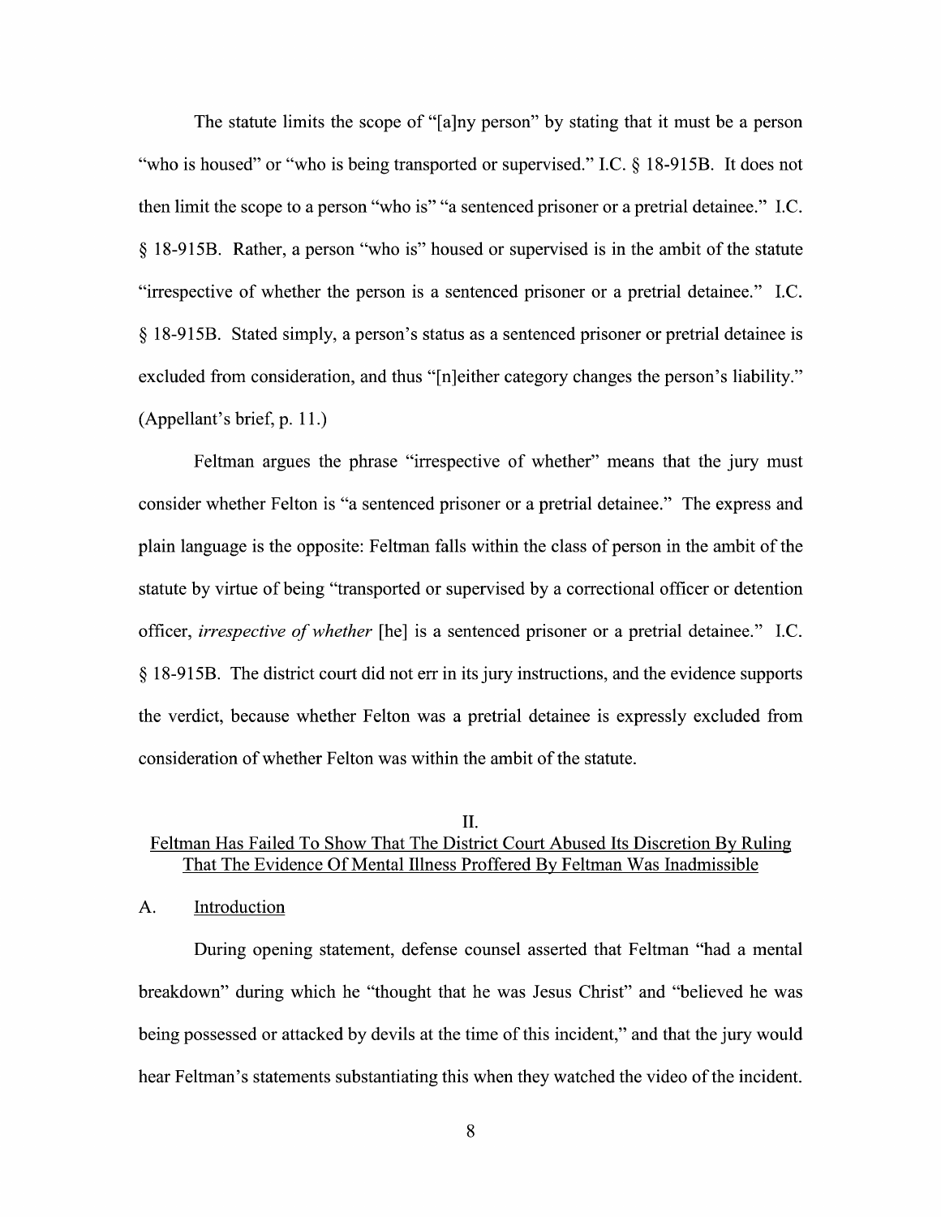The statute limits the scope of "[a]ny person" by stating that it must be a person "who is housed" or "who is being transported or supervised." I.C. § 18-915B. It does not then limit the scope to a person "who is" "a sentenced prisoner or a pretrial detainee." I.C. § 18-915B. Rather, a person "who is" housed or supervised is in the ambit of the statute "irrespective of whether the person is a sentenced prisoner or a pretrial detainee." I.C. § 18-915B. Stated simply, a person's status as a sentenced prisoner or pretrial detainee is excluded from consideration, and thus "[n]either category changes the person's liability." (Appellant's brief, p. 11.)

Feltman argues the phrase "irrespective of whether" means that the jury must consider whether Felton is "a sentenced prisoner or a pretrial detainee." The express and plain language is the opposite: Feltman falls within the class of person in the ambit of the statute by virtue of being "transported or supervised by a correctional officer or detention officer, *irrespective of whether* [he] is a sentenced prisoner or a pretrial detainee." I.C. § 18-915B. The district court did not err in its jury instructions, and the evidence supports the verdict, because whether Felton was a pretrial detainee is expressly excluded from consideration of whether Felton was within the ambit of the statute.

## II.
## Feltman Has Failed To Show That The District Court Abused Its Discretion By Ruling That The Evidence Of Mental Illness Proffered By Feltman Was Inadmissible

### A. Introduction

During opening statement, defense counsel asserted that Feltman "had a mental breakdown" during which he "thought that he was Jesus Christ" and "believed he was being possessed or attacked by devils at the time of this incident," and that the jury would hear Feltman's statements substantiating this when they watched the video of the incident.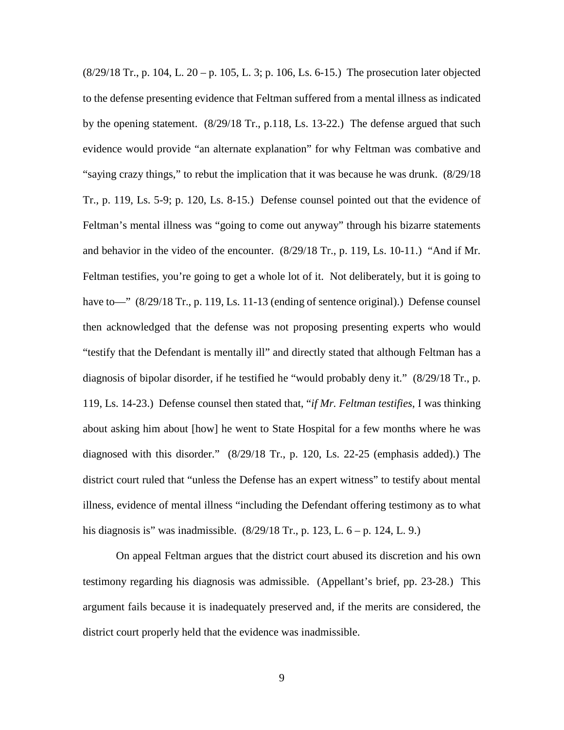(8/29/18 Tr., p. 104, L. 20 – p. 105, L. 3; p. 106, Ls. 6-15.) The prosecution later objected to the defense presenting evidence that Feltman suffered from a mental illness as indicated by the opening statement. (8/29/18 Tr., p.118, Ls. 13-22.) The defense argued that such evidence would provide "an alternate explanation" for why Feltman was combative and "saying crazy things," to rebut the implication that it was because he was drunk. (8/29/18 Tr., p. 119, Ls. 5-9; p. 120, Ls. 8-15.) Defense counsel pointed out that the evidence of Feltman's mental illness was "going to come out anyway" through his bizarre statements and behavior in the video of the encounter. (8/29/18 Tr., p. 119, Ls. 10-11.) "And if Mr. Feltman testifies, you're going to get a whole lot of it. Not deliberately, but it is going to have to—" (8/29/18 Tr., p. 119, Ls. 11-13 (ending of sentence original).) Defense counsel then acknowledged that the defense was not proposing presenting experts who would "testify that the Defendant is mentally ill" and directly stated that although Feltman has a diagnosis of bipolar disorder, if he testified he "would probably deny it." (8/29/18 Tr., p. 119, Ls. 14-23.) Defense counsel then stated that, "*if Mr. Feltman testifies*, I was thinking about asking him about [how] he went to State Hospital for a few months where he was diagnosed with this disorder." (8/29/18 Tr., p. 120, Ls. 22-25 (emphasis added).) The district court ruled that "unless the Defense has an expert witness" to testify about mental illness, evidence of mental illness "including the Defendant offering testimony as to what his diagnosis is" was inadmissible. (8/29/18 Tr., p. 123, L. 6 – p. 124, L. 9.)

On appeal Feltman argues that the district court abused its discretion and his own testimony regarding his diagnosis was admissible. (Appellant's brief, pp. 23-28.) This argument fails because it is inadequately preserved and, if the merits are considered, the district court properly held that the evidence was inadmissible.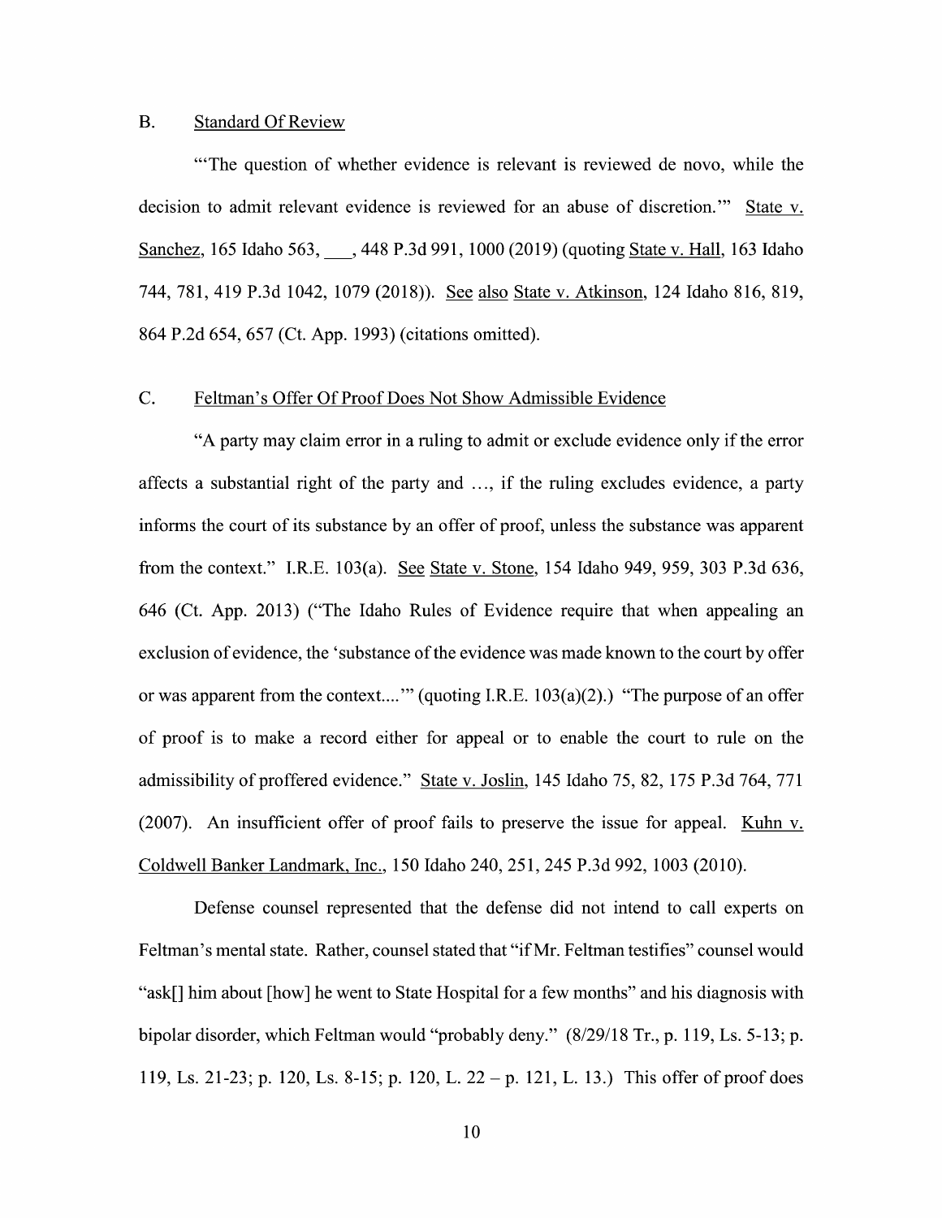## B. Standard Of Review

"'The question of whether evidence is relevant is reviewed de novo, while the decision to admit relevant evidence is reviewed for an abuse of discretion.'" State v. Sanchez, 165 Idaho 563, ___, 448 P.3d 991, 1000 (2019) (quoting State v. Hall, 163 Idaho 744, 781, 419 P.3d 1042, 1079 (2018)). See also State v. Atkinson, 124 Idaho 816, 819, 864 P.2d 654, 657 (Ct. App. 1993) (citations omitted).

## C. Feltman's Offer Of Proof Does Not Show Admissible Evidence

"A party may claim error in a ruling to admit or exclude evidence only if the error affects a substantial right of the party and …, if the ruling excludes evidence, a party informs the court of its substance by an offer of proof, unless the substance was apparent from the context." I.R.E. 103(a). See State v. Stone, 154 Idaho 949, 959, 303 P.3d 636, 646 (Ct. App. 2013) ("The Idaho Rules of Evidence require that when appealing an exclusion of evidence, the 'substance of the evidence was made known to the court by offer or was apparent from the context....'" (quoting I.R.E. 103(a)(2).) "The purpose of an offer of proof is to make a record either for appeal or to enable the court to rule on the admissibility of proffered evidence." State v. Joslin, 145 Idaho 75, 82, 175 P.3d 764, 771 (2007). An insufficient offer of proof fails to preserve the issue for appeal. Kuhn v. Coldwell Banker Landmark, Inc., 150 Idaho 240, 251, 245 P.3d 992, 1003 (2010).

Defense counsel represented that the defense did not intend to call experts on Feltman's mental state. Rather, counsel stated that "if Mr. Feltman testifies" counsel would "ask[] him about [how] he went to State Hospital for a few months" and his diagnosis with bipolar disorder, which Feltman would "probably deny." (8/29/18 Tr., p. 119, Ls. 5-13; p. 119, Ls. 21-23; p. 120, Ls. 8-15; p. 120, L. 22 – p. 121, L. 13.) This offer of proof does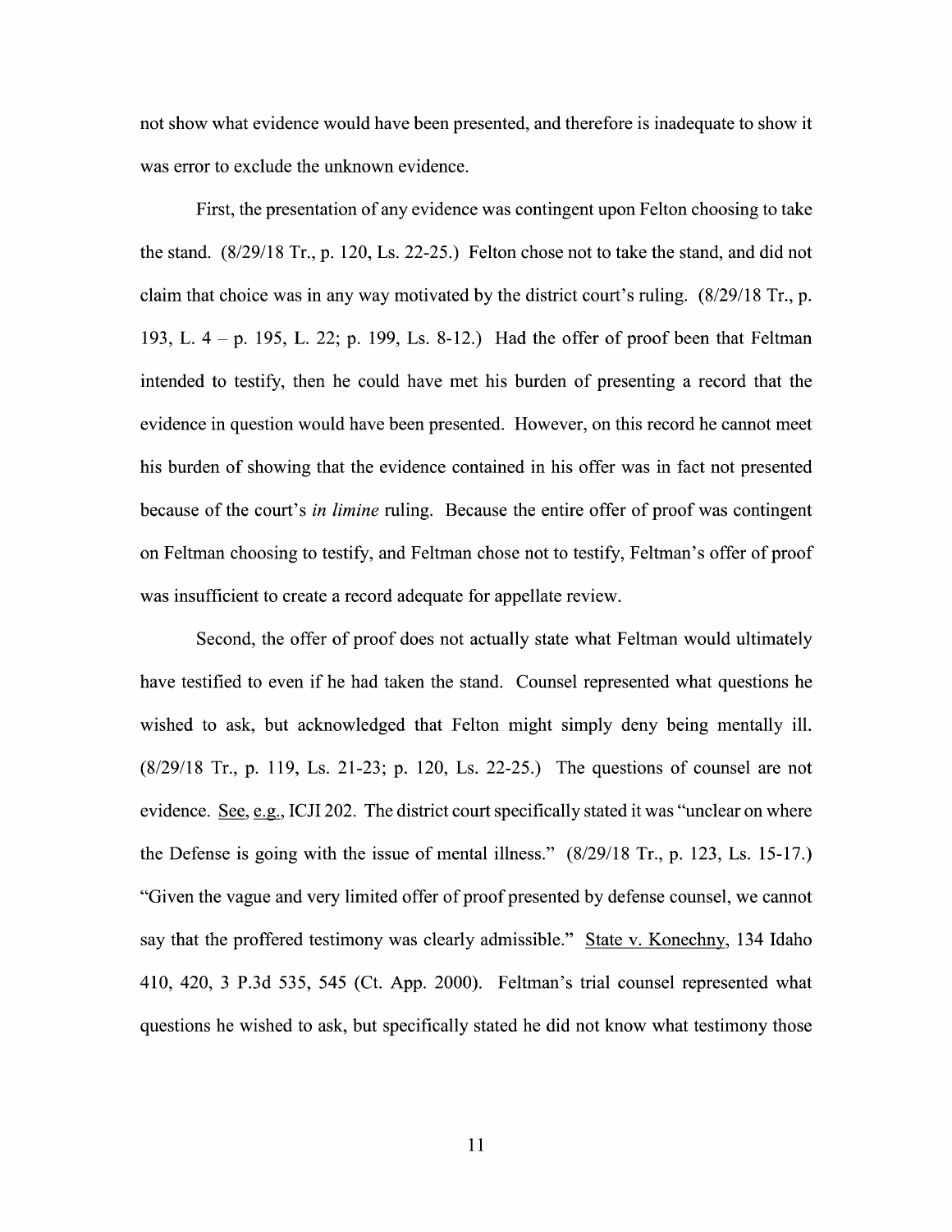not show what evidence would have been presented, and therefore is inadequate to show it was error to exclude the unknown evidence.

First, the presentation of any evidence was contingent upon Felton choosing to take the stand. (8/29/18 Tr., p. 120, Ls. 22-25.) Felton chose not to take the stand, and did not claim that choice was in any way motivated by the district court's ruling. (8/29/18 Tr., p. 193, L. 4 – p. 195, L. 22; p. 199, Ls. 8-12.) Had the offer of proof been that Feltman intended to testify, then he could have met his burden of presenting a record that the evidence in question would have been presented. However, on this record he cannot meet his burden of showing that the evidence contained in his offer was in fact not presented because of the court's *in limine* ruling. Because the entire offer of proof was contingent on Feltman choosing to testify, and Feltman chose not to testify, Feltman's offer of proof was insufficient to create a record adequate for appellate review.

Second, the offer of proof does not actually state what Feltman would ultimately have testified to even if he had taken the stand. Counsel represented what questions he wished to ask, but acknowledged that Felton might simply deny being mentally ill. (8/29/18 Tr., p. 119, Ls. 21-23; p. 120, Ls. 22-25.) The questions of counsel are not evidence. See, e.g., ICJI 202. The district court specifically stated it was "unclear on where the Defense is going with the issue of mental illness." (8/29/18 Tr., p. 123, Ls. 15-17.) "Given the vague and very limited offer of proof presented by defense counsel, we cannot say that the proffered testimony was clearly admissible." State v. Konechny, 134 Idaho 410, 420, 3 P.3d 535, 545 (Ct. App. 2000). Feltman's trial counsel represented what questions he wished to ask, but specifically stated he did not know what testimony those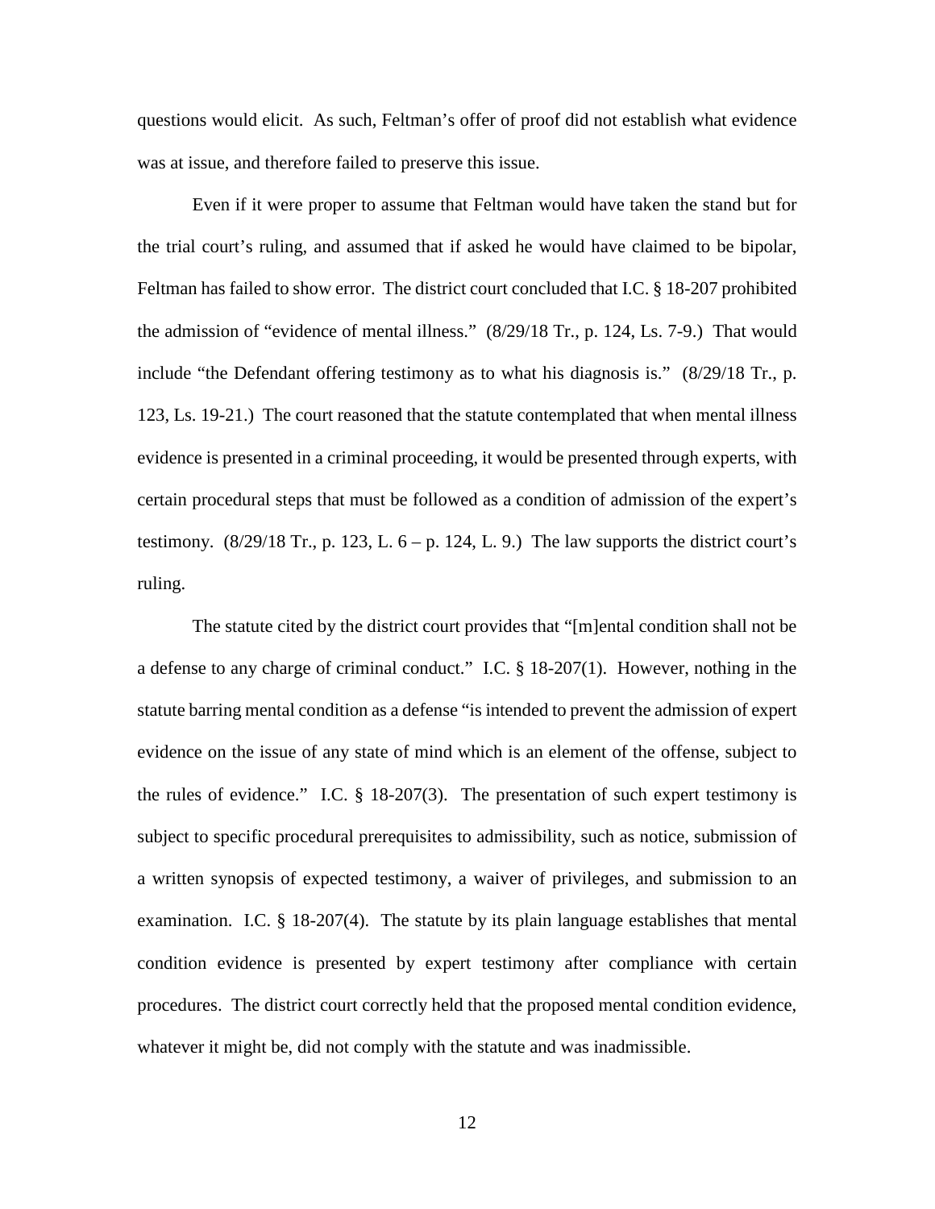questions would elicit. As such, Feltman's offer of proof did not establish what evidence was at issue, and therefore failed to preserve this issue.

Even if it were proper to assume that Feltman would have taken the stand but for the trial court's ruling, and assumed that if asked he would have claimed to be bipolar, Feltman has failed to show error. The district court concluded that I.C. § 18-207 prohibited the admission of "evidence of mental illness." (8/29/18 Tr., p. 124, Ls. 7-9.) That would include "the Defendant offering testimony as to what his diagnosis is." (8/29/18 Tr., p. 123, Ls. 19-21.) The court reasoned that the statute contemplated that when mental illness evidence is presented in a criminal proceeding, it would be presented through experts, with certain procedural steps that must be followed as a condition of admission of the expert's testimony. (8/29/18 Tr., p. 123, L. 6 – p. 124, L. 9.) The law supports the district court's ruling.

The statute cited by the district court provides that "[m]ental condition shall not be a defense to any charge of criminal conduct." I.C. § 18-207(1). However, nothing in the statute barring mental condition as a defense "is intended to prevent the admission of expert evidence on the issue of any state of mind which is an element of the offense, subject to the rules of evidence." I.C. § 18-207(3). The presentation of such expert testimony is subject to specific procedural prerequisites to admissibility, such as notice, submission of a written synopsis of expected testimony, a waiver of privileges, and submission to an examination. I.C. § 18-207(4). The statute by its plain language establishes that mental condition evidence is presented by expert testimony after compliance with certain procedures. The district court correctly held that the proposed mental condition evidence, whatever it might be, did not comply with the statute and was inadmissible.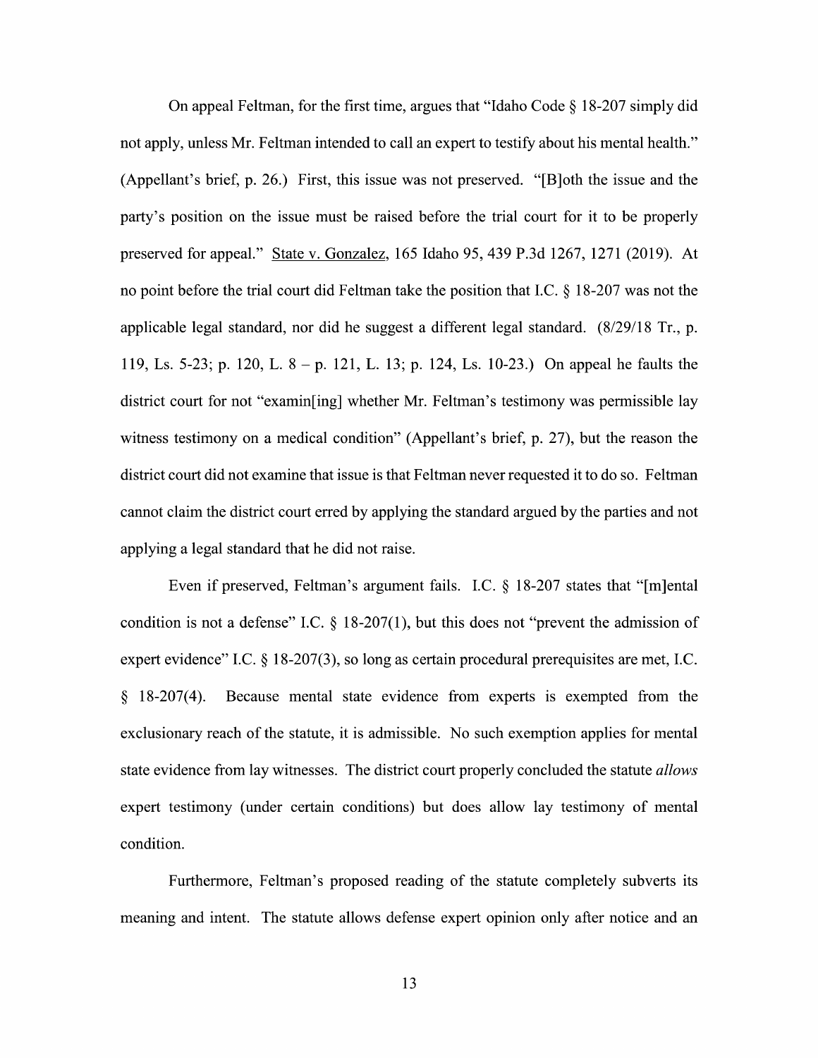On appeal Feltman, for the first time, argues that "Idaho Code § 18-207 simply did not apply, unless Mr. Feltman intended to call an expert to testify about his mental health." (Appellant's brief, p. 26.) First, this issue was not preserved. "[B]oth the issue and the party's position on the issue must be raised before the trial court for it to be properly preserved for appeal." State v. Gonzalez, 165 Idaho 95, 439 P.3d 1267, 1271 (2019). At no point before the trial court did Feltman take the position that I.C. § 18-207 was not the applicable legal standard, nor did he suggest a different legal standard. (8/29/18 Tr., p. 119, Ls. 5-23; p. 120, L. 8 – p. 121, L. 13; p. 124, Ls. 10-23.) On appeal he faults the district court for not "examin[ing] whether Mr. Feltman's testimony was permissible lay witness testimony on a medical condition" (Appellant's brief, p. 27), but the reason the district court did not examine that issue is that Feltman never requested it to do so. Feltman cannot claim the district court erred by applying the standard argued by the parties and not applying a legal standard that he did not raise.

Even if preserved, Feltman's argument fails. I.C. § 18-207 states that "[m]ental condition is not a defense" I.C. § 18-207(1), but this does not "prevent the admission of expert evidence" I.C. § 18-207(3), so long as certain procedural prerequisites are met, I.C. § 18-207(4). Because mental state evidence from experts is exempted from the exclusionary reach of the statute, it is admissible. No such exemption applies for mental state evidence from lay witnesses. The district court properly concluded the statute *allows* expert testimony (under certain conditions) but does allow lay testimony of mental condition.

Furthermore, Feltman's proposed reading of the statute completely subverts its meaning and intent. The statute allows defense expert opinion only after notice and an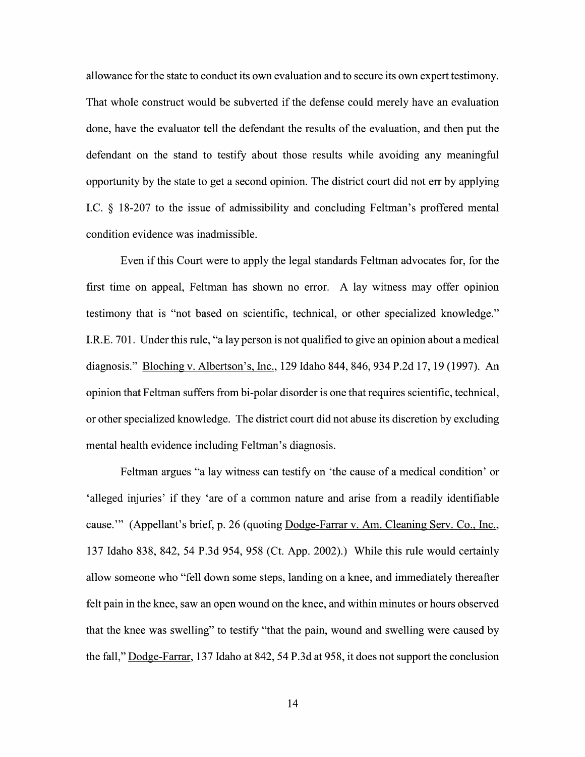allowance for the state to conduct its own evaluation and to secure its own expert testimony. That whole construct would be subverted if the defense could merely have an evaluation done, have the evaluator tell the defendant the results of the evaluation, and then put the defendant on the stand to testify about those results while avoiding any meaningful opportunity by the state to get a second opinion. The district court did not err by applying I.C. § 18-207 to the issue of admissibility and concluding Feltman's proffered mental condition evidence was inadmissible.

Even if this Court were to apply the legal standards Feltman advocates for, for the first time on appeal, Feltman has shown no error. A lay witness may offer opinion testimony that is "not based on scientific, technical, or other specialized knowledge." I.R.E. 701. Under this rule, "a lay person is not qualified to give an opinion about a medical diagnosis." Bloching v. Albertson's, Inc., 129 Idaho 844, 846, 934 P.2d 17, 19 (1997). An opinion that Feltman suffers from bi-polar disorder is one that requires scientific, technical, or other specialized knowledge. The district court did not abuse its discretion by excluding mental health evidence including Feltman's diagnosis.

Feltman argues "a lay witness can testify on 'the cause of a medical condition' or 'alleged injuries' if they 'are of a common nature and arise from a readily identifiable cause.'" (Appellant's brief, p. 26 (quoting Dodge-Farrar v. Am. Cleaning Serv. Co., Inc., 137 Idaho 838, 842, 54 P.3d 954, 958 (Ct. App. 2002).) While this rule would certainly allow someone who "fell down some steps, landing on a knee, and immediately thereafter felt pain in the knee, saw an open wound on the knee, and within minutes or hours observed that the knee was swelling" to testify "that the pain, wound and swelling were caused by the fall," Dodge-Farrar, 137 Idaho at 842, 54 P.3d at 958, it does not support the conclusion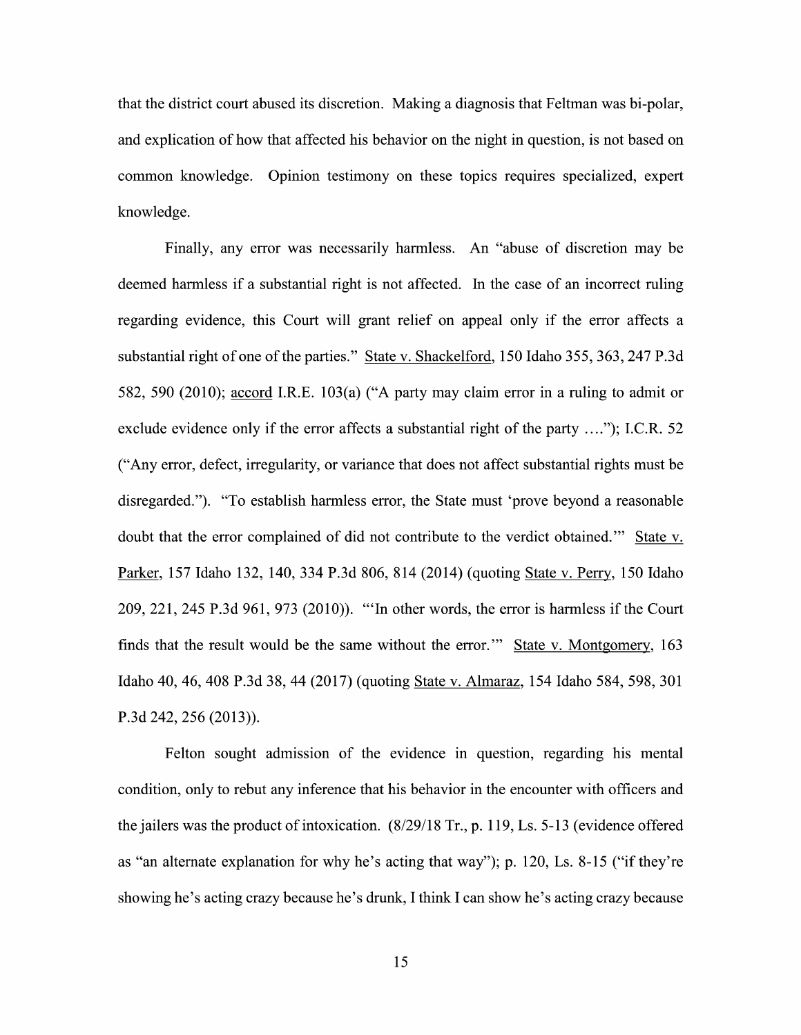that the district court abused its discretion. Making a diagnosis that Feltman was bi-polar, and explication of how that affected his behavior on the night in question, is not based on common knowledge. Opinion testimony on these topics requires specialized, expert knowledge.

Finally, any error was necessarily harmless. An "abuse of discretion may be deemed harmless if a substantial right is not affected. In the case of an incorrect ruling regarding evidence, this Court will grant relief on appeal only if the error affects a substantial right of one of the parties." State v. Shackelford, 150 Idaho 355, 363, 247 P.3d 582, 590 (2010); accord I.R.E. 103(a) ("A party may claim error in a ruling to admit or exclude evidence only if the error affects a substantial right of the party …."); I.C.R. 52 ("Any error, defect, irregularity, or variance that does not affect substantial rights must be disregarded."). "To establish harmless error, the State must 'prove beyond a reasonable doubt that the error complained of did not contribute to the verdict obtained.'" State v. Parker, 157 Idaho 132, 140, 334 P.3d 806, 814 (2014) (quoting State v. Perry, 150 Idaho 209, 221, 245 P.3d 961, 973 (2010)). "'In other words, the error is harmless if the Court finds that the result would be the same without the error.'" State v. Montgomery, 163 Idaho 40, 46, 408 P.3d 38, 44 (2017) (quoting State v. Almaraz, 154 Idaho 584, 598, 301 P.3d 242, 256 (2013)).

Felton sought admission of the evidence in question, regarding his mental condition, only to rebut any inference that his behavior in the encounter with officers and the jailers was the product of intoxication. (8/29/18 Tr., p. 119, Ls. 5-13 (evidence offered as "an alternate explanation for why he's acting that way"); p. 120, Ls. 8-15 ("if they're showing he's acting crazy because he's drunk, I think I can show he's acting crazy because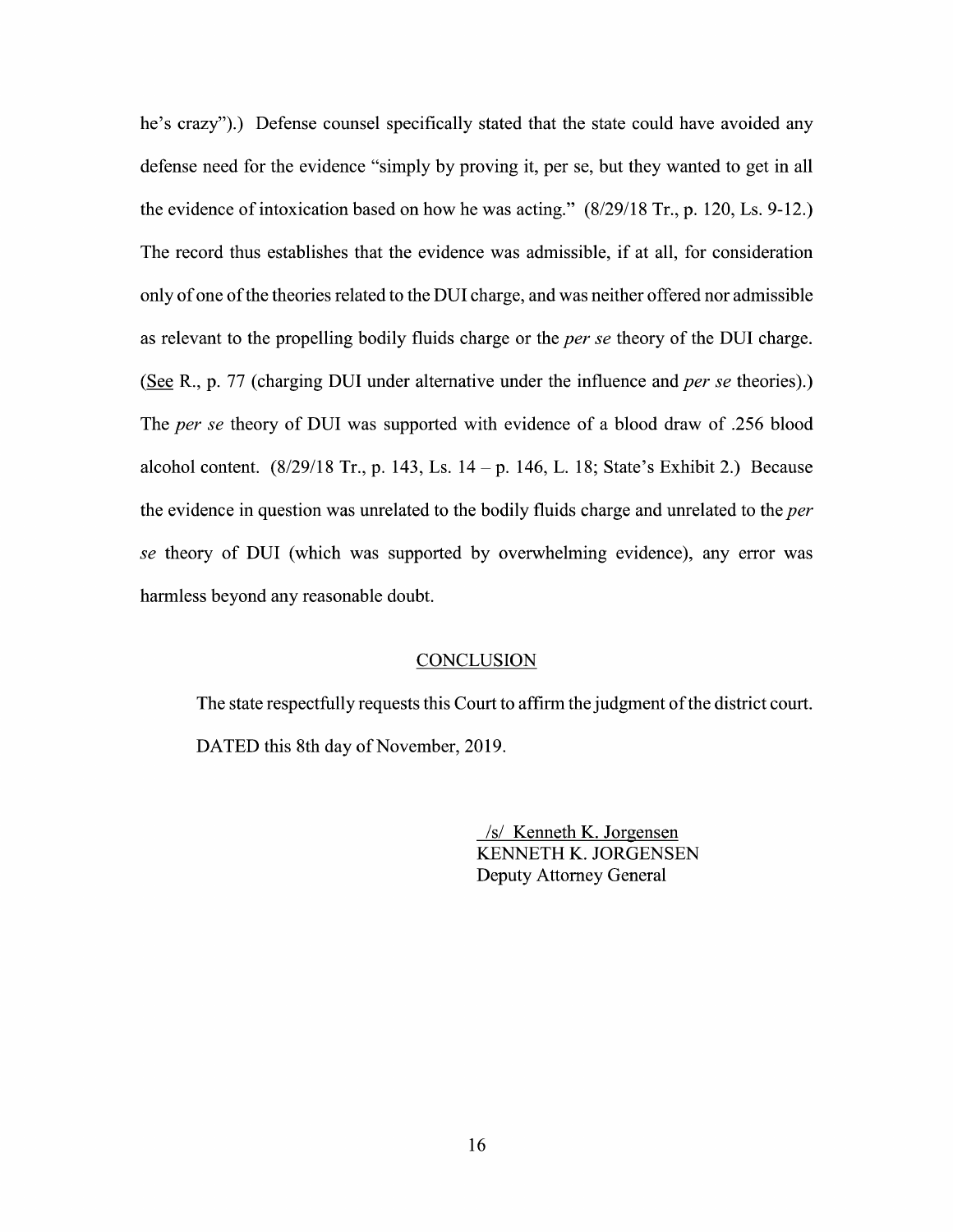he's crazy").) Defense counsel specifically stated that the state could have avoided any defense need for the evidence "simply by proving it, per se, but they wanted to get in all the evidence of intoxication based on how he was acting." (8/29/18 Tr., p. 120, Ls. 9-12.) The record thus establishes that the evidence was admissible, if at all, for consideration only of one of the theories related to the DUI charge, and was neither offered nor admissible as relevant to the propelling bodily fluids charge or the *per se* theory of the DUI charge. (See R., p. 77 (charging DUI under alternative under the influence and *per se* theories).) The *per se* theory of DUI was supported with evidence of a blood draw of .256 blood alcohol content. (8/29/18 Tr., p. 143, Ls. 14 – p. 146, L. 18; State's Exhibit 2.) Because the evidence in question was unrelated to the bodily fluids charge and unrelated to the *per se* theory of DUI (which was supported by overwhelming evidence), any error was harmless beyond any reasonable doubt.

## CONCLUSION

The state respectfully requests this Court to affirm the judgment of the district court.

DATED this 8th day of November, 2019.

/s/ Kenneth K. Jorgensen
KENNETH K. JORGENSEN
Deputy Attorney General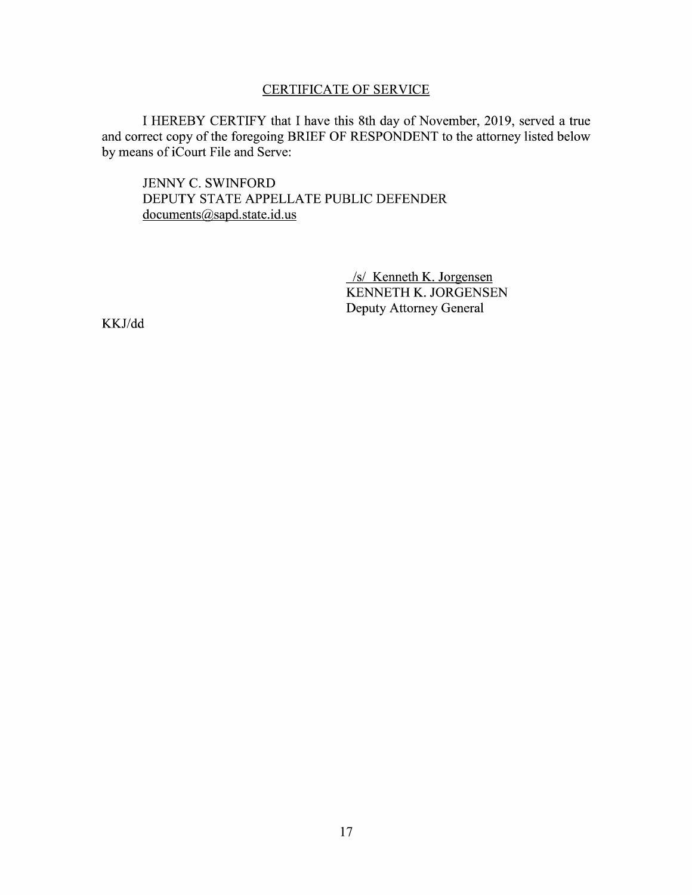## CERTIFICATE OF SERVICE

I HEREBY CERTIFY that I have this 8th day of November, 2019, served a true and correct copy of the foregoing BRIEF OF RESPONDENT to the attorney listed below by means of iCourt File and Serve:

JENNY C. SWINFORD
DEPUTY STATE APPELLATE PUBLIC DEFENDER
documents@sapd.state.id.us

/s/ Kenneth K. Jorgensen
KENNETH K. JORGENSEN
Deputy Attorney General

KKJ/dd